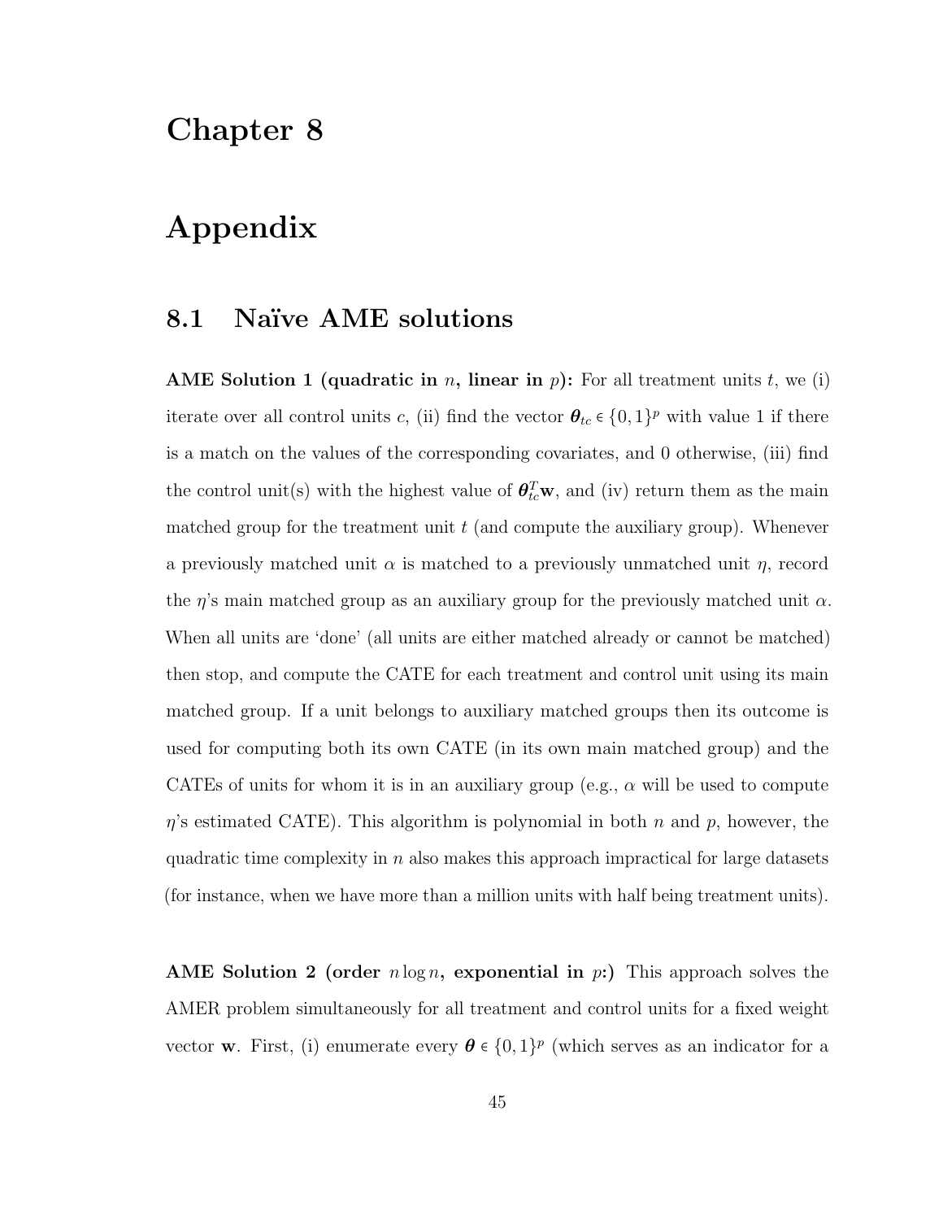# Chapter 8

# Appendix

## 8.1 Naïve AME solutions

**AME Solution 1 (quadratic in $n$, linear in $p$):** For all treatment units $t$, we (i) iterate over all control units $c$, (ii) find the vector $\boldsymbol{\theta}_{tc} \in \{0,1\}^p$ with value 1 if there is a match on the values of the corresponding covariates, and 0 otherwise, (iii) find the control unit(s) with the highest value of $\boldsymbol{\theta}_{tc}^T \mathbf{w}$, and (iv) return them as the main matched group for the treatment unit $t$ (and compute the auxiliary group). Whenever a previously matched unit $\alpha$ is matched to a previously unmatched unit $\eta$, record the $\eta$'s main matched group as an auxiliary group for the previously matched unit $\alpha$. When all units are 'done' (all units are either matched already or cannot be matched) then stop, and compute the CATE for each treatment and control unit using its main matched group. If a unit belongs to auxiliary matched groups then its outcome is used for computing both its own CATE (in its own main matched group) and the CATEs of units for whom it is in an auxiliary group (e.g., $\alpha$ will be used to compute $\eta$'s estimated CATE). This algorithm is polynomial in both $n$ and $p$, however, the quadratic time complexity in $n$ also makes this approach impractical for large datasets (for instance, when we have more than a million units with half being treatment units).

**AME Solution 2 (order $n \log n$, exponential in $p$:)** This approach solves the AMER problem simultaneously for all treatment and control units for a fixed weight vector $\mathbf{w}$. First, (i) enumerate every $\boldsymbol{\theta} \in \{0,1\}^p$ (which serves as an indicator for a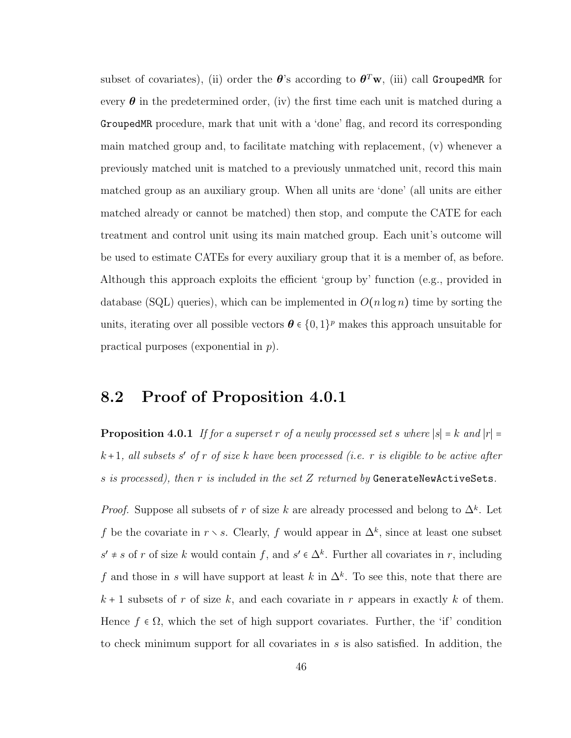subset of covariates), (ii) order the $\boldsymbol{\theta}$'s according to $\boldsymbol{\theta}^T \mathbf{w}$, (iii) call `GroupedMR` for every $\boldsymbol{\theta}$ in the predetermined order, (iv) the first time each unit is matched during a `GroupedMR` procedure, mark that unit with a 'done' flag, and record its corresponding main matched group and, to facilitate matching with replacement, (v) whenever a previously matched unit is matched to a previously unmatched unit, record this main matched group as an auxiliary group. When all units are 'done' (all units are either matched already or cannot be matched) then stop, and compute the CATE for each treatment and control unit using its main matched group. Each unit's outcome will be used to estimate CATEs for every auxiliary group that it is a member of, as before. Although this approach exploits the efficient 'group by' function (e.g., provided in database (SQL) queries), which can be implemented in $O(n \log n)$ time by sorting the units, iterating over all possible vectors $\boldsymbol{\theta} \in \{0,1\}^p$ makes this approach unsuitable for practical purposes (exponential in $p$).

## 8.2 Proof of Proposition 4.0.1

**Proposition 4.0.1** *If for a superset $r$ of a newly processed set $s$ where $|s| = k$ and $|r| = k+1$, all subsets $s'$ of $r$ of size $k$ have been processed (i.e. $r$ is eligible to be active after $s$ is processed), then $r$ is included in the set $Z$ returned by* `GenerateNewActiveSets`.

*Proof.* Suppose all subsets of $r$ of size $k$ are already processed and belong to $\Delta^k$. Let $f$ be the covariate in $r \setminus s$. Clearly, $f$ would appear in $\Delta^k$, since at least one subset $s' \neq s$ of $r$ of size $k$ would contain $f$, and $s' \in \Delta^k$. Further all covariates in $r$, including $f$ and those in $s$ will have support at least $k$ in $\Delta^k$. To see this, note that there are $k+1$ subsets of $r$ of size $k$, and each covariate in $r$ appears in exactly $k$ of them. Hence $f \in \Omega$, which the set of high support covariates. Further, the 'if' condition to check minimum support for all covariates in $s$ is also satisfied. In addition, the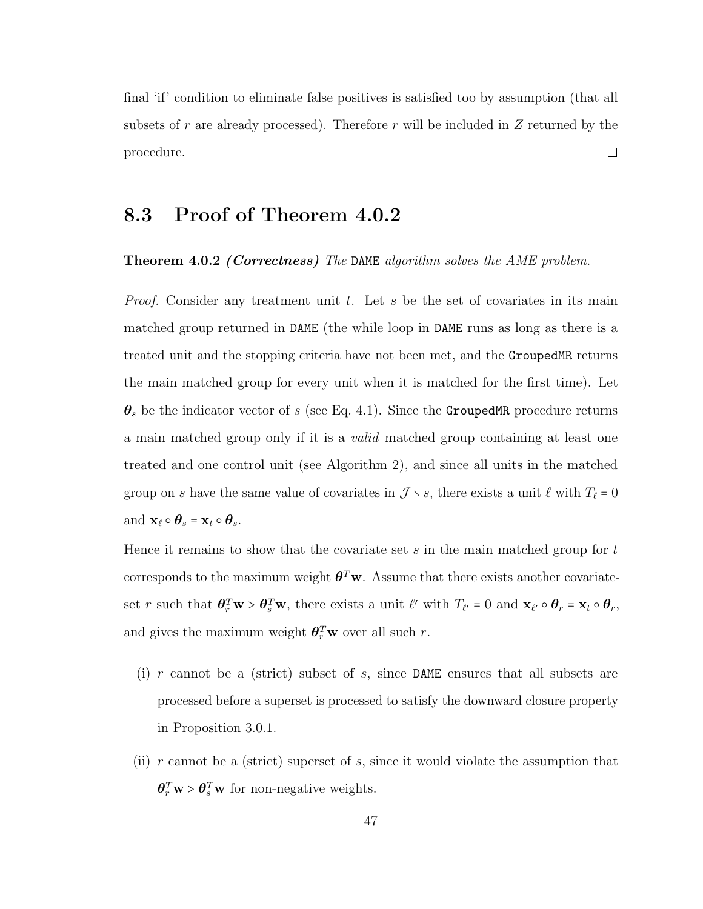final 'if' condition to eliminate false positives is satisfied too by assumption (that all subsets of $r$ are already processed). Therefore $r$ will be included in $Z$ returned by the procedure. □

## 8.3 Proof of Theorem 4.0.2

**Theorem 4.0.2** ***(Correctness)*** *The* `DAME` *algorithm solves the AME problem.*

*Proof.* Consider any treatment unit $t$. Let $s$ be the set of covariates in its main matched group returned in `DAME` (the while loop in `DAME` runs as long as there is a treated unit and the stopping criteria have not been met, and the `GroupedMR` returns the main matched group for every unit when it is matched for the first time). Let $\boldsymbol{\theta}_s$ be the indicator vector of $s$ (see Eq. 4.1). Since the `GroupedMR` procedure returns a main matched group only if it is a *valid* matched group containing at least one treated and one control unit (see Algorithm 2), and since all units in the matched group on $s$ have the same value of covariates in $\mathcal{J} \smallsetminus s$, there exists a unit $\ell$ with $T_\ell = 0$ and $\mathbf{x}_\ell \circ \boldsymbol{\theta}_s = \mathbf{x}_t \circ \boldsymbol{\theta}_s$.

Hence it remains to show that the covariate set $s$ in the main matched group for $t$ corresponds to the maximum weight $\boldsymbol{\theta}^T \mathbf{w}$. Assume that there exists another covariate-set $r$ such that $\boldsymbol{\theta}_r^T \mathbf{w} > \boldsymbol{\theta}_s^T \mathbf{w}$, there exists a unit $\ell'$ with $T_{\ell'} = 0$ and $\mathbf{x}_{\ell'} \circ \boldsymbol{\theta}_r = \mathbf{x}_t \circ \boldsymbol{\theta}_r$, and gives the maximum weight $\boldsymbol{\theta}_r^T \mathbf{w}$ over all such $r$.

(i) $r$ cannot be a (strict) subset of $s$, since `DAME` ensures that all subsets are processed before a superset is processed to satisfy the downward closure property in Proposition 3.0.1.

(ii) $r$ cannot be a (strict) superset of $s$, since it would violate the assumption that $\boldsymbol{\theta}_r^T \mathbf{w} > \boldsymbol{\theta}_s^T \mathbf{w}$ for non-negative weights.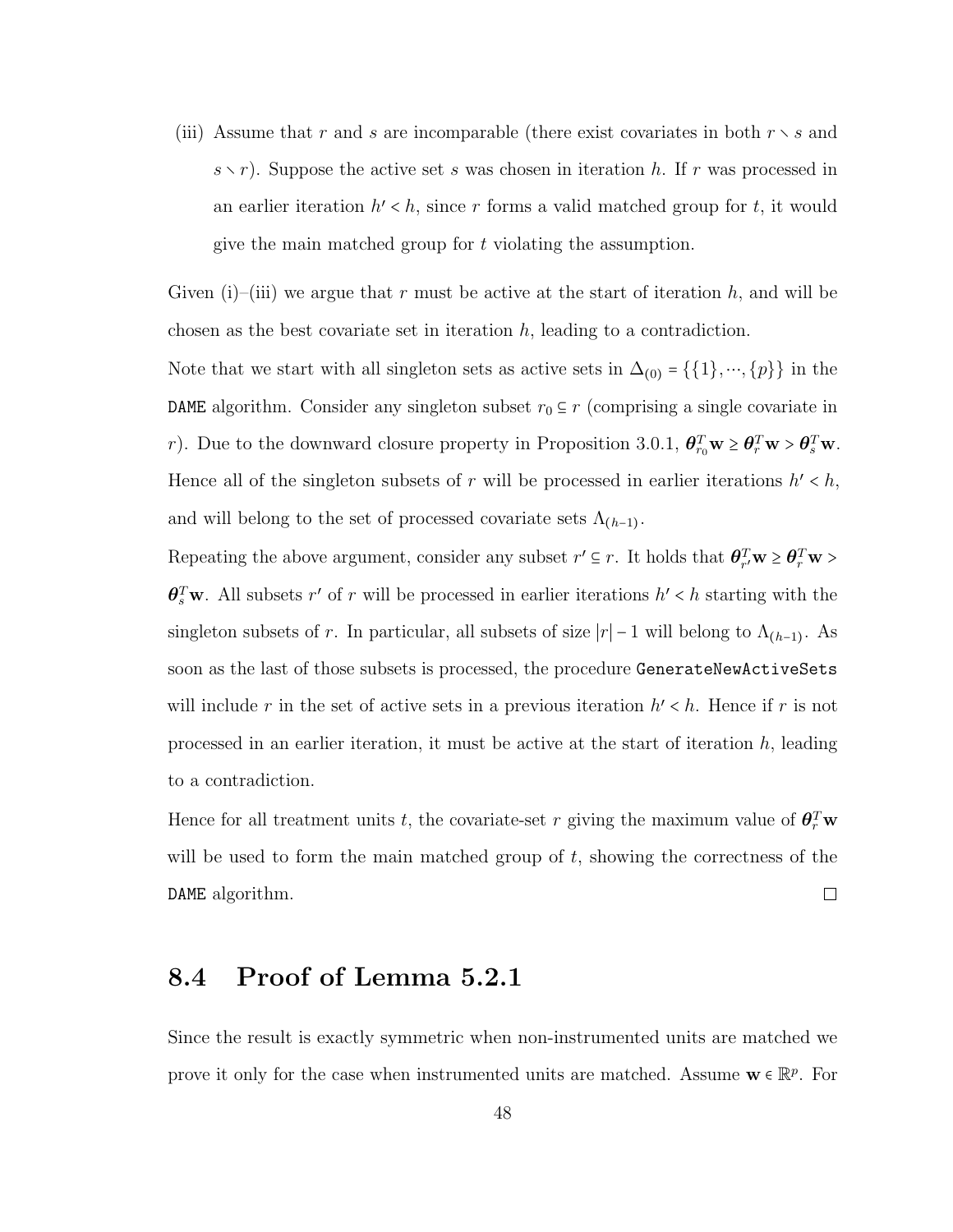(iii) Assume that $r$ and $s$ are incomparable (there exist covariates in both $r \setminus s$ and $s \setminus r$). Suppose the active set $s$ was chosen in iteration $h$. If $r$ was processed in an earlier iteration $h' < h$, since $r$ forms a valid matched group for $t$, it would give the main matched group for $t$ violating the assumption.

Given (i)–(iii) we argue that $r$ must be active at the start of iteration $h$, and will be chosen as the best covariate set in iteration $h$, leading to a contradiction.

Note that we start with all singleton sets as active sets in $\Delta_{(0)} = \{\{1\}, \cdots, \{p\}\}$ in the `DAME` algorithm. Consider any singleton subset $r_0 \subseteq r$ (comprising a single covariate in $r$). Due to the downward closure property in Proposition 3.0.1, $\boldsymbol{\theta}_{r_0}^T \mathbf{w} \geq \boldsymbol{\theta}_r^T \mathbf{w} > \boldsymbol{\theta}_s^T \mathbf{w}$. Hence all of the singleton subsets of $r$ will be processed in earlier iterations $h' < h$, and will belong to the set of processed covariate sets $\Lambda_{(h-1)}$.

Repeating the above argument, consider any subset $r' \subseteq r$. It holds that $\boldsymbol{\theta}_{r'}^T \mathbf{w} \geq \boldsymbol{\theta}_r^T \mathbf{w} > \boldsymbol{\theta}_s^T \mathbf{w}$. All subsets $r'$ of $r$ will be processed in earlier iterations $h' < h$ starting with the singleton subsets of $r$. In particular, all subsets of size $|r| - 1$ will belong to $\Lambda_{(h-1)}$. As soon as the last of those subsets is processed, the procedure `GenerateNewActiveSets` will include $r$ in the set of active sets in a previous iteration $h' < h$. Hence if $r$ is not processed in an earlier iteration, it must be active at the start of iteration $h$, leading to a contradiction.

Hence for all treatment units $t$, the covariate-set $r$ giving the maximum value of $\boldsymbol{\theta}_r^T \mathbf{w}$ will be used to form the main matched group of $t$, showing the correctness of the `DAME` algorithm. ☐

## 8.4 Proof of Lemma 5.2.1

Since the result is exactly symmetric when non-instrumented units are matched we prove it only for the case when instrumented units are matched. Assume $\mathbf{w} \in \mathbb{R}^p$. For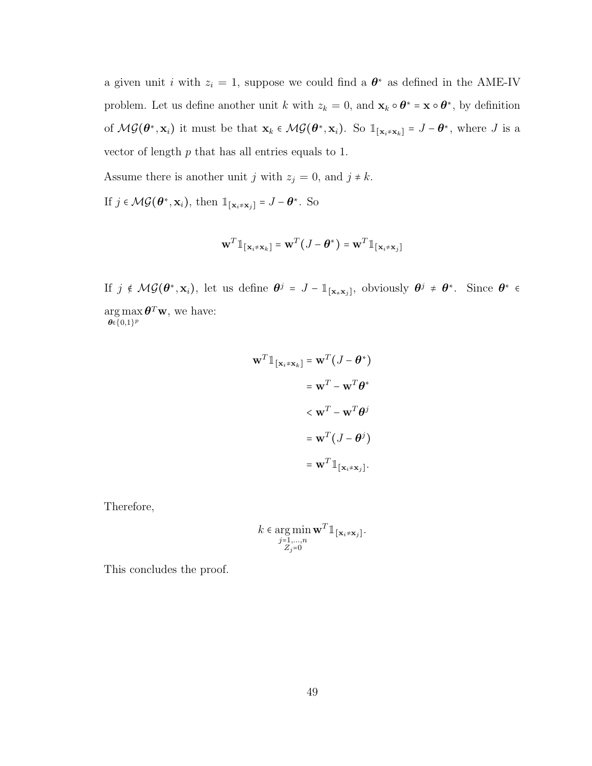a given unit $i$ with $z_i = 1$, suppose we could find a $\boldsymbol{\theta}^*$ as defined in the AME-IV problem. Let us define another unit $k$ with $z_k = 0$, and $\mathbf{x}_k \circ \boldsymbol{\theta}^* = \mathbf{x} \circ \boldsymbol{\theta}^*$, by definition of $\mathcal{MG}(\boldsymbol{\theta}^*, \mathbf{x}_i)$ it must be that $\mathbf{x}_k \in \mathcal{MG}(\boldsymbol{\theta}^*, \mathbf{x}_i)$. So $\mathbb{1}_{[\mathbf{x}_i \neq \mathbf{x}_k]} = J - \boldsymbol{\theta}^*$, where $J$ is a vector of length $p$ that has all entries equals to 1.

Assume there is another unit $j$ with $z_j = 0$, and $j \neq k$.

If $j \in \mathcal{MG}(\boldsymbol{\theta}^*, \mathbf{x}_i)$, then $\mathbb{1}_{[\mathbf{x}_i \neq \mathbf{x}_j]} = J - \boldsymbol{\theta}^*$. So

$$\mathbf{w}^T \mathbb{1}_{[\mathbf{x}_i \neq \mathbf{x}_k]} = \mathbf{w}^T (J - \boldsymbol{\theta}^*) = \mathbf{w}^T \mathbb{1}_{[\mathbf{x}_i \neq \mathbf{x}_j]}$$

If $j \notin \mathcal{MG}(\boldsymbol{\theta}^*, \mathbf{x}_i)$, let us define $\boldsymbol{\theta}^j = J - \mathbb{1}_{[\mathbf{x}_* \mathbf{x}_j]}$, obviously $\boldsymbol{\theta}^j \neq \boldsymbol{\theta}^*$. Since $\boldsymbol{\theta}^* \in \underset{\boldsymbol{\theta} \in \{0,1\}^p}{\arg\max}\, \boldsymbol{\theta}^T \mathbf{w}$, we have:

$$\begin{aligned}
\mathbf{w}^T \mathbb{1}_{[\mathbf{x}_i \neq \mathbf{x}_k]} &= \mathbf{w}^T (J - \boldsymbol{\theta}^*) \\
&= \mathbf{w}^T - \mathbf{w}^T \boldsymbol{\theta}^* \\
&< \mathbf{w}^T - \mathbf{w}^T \boldsymbol{\theta}^j \\
&= \mathbf{w}^T (J - \boldsymbol{\theta}^j) \\
&= \mathbf{w}^T \mathbb{1}_{[\mathbf{x}_i \neq \mathbf{x}_j]}.
\end{aligned}$$

Therefore,

$$k \in \underset{\substack{j=1,\ldots,n \\ Z_j = 0}}{\arg\min}\, \mathbf{w}^T \mathbb{1}_{[\mathbf{x}_i \neq \mathbf{x}_j]}.$$

This concludes the proof.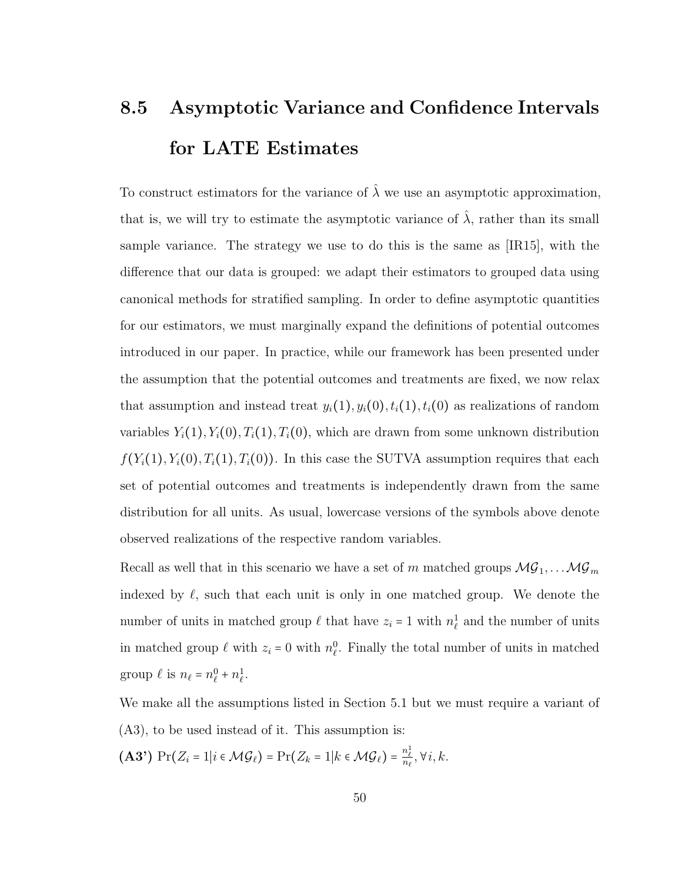## 8.5 Asymptotic Variance and Confidence Intervals for LATE Estimates

To construct estimators for the variance of $\hat{\lambda}$ we use an asymptotic approximation, that is, we will try to estimate the asymptotic variance of $\hat{\lambda}$, rather than its small sample variance. The strategy we use to do this is the same as [IR15], with the difference that our data is grouped: we adapt their estimators to grouped data using canonical methods for stratified sampling. In order to define asymptotic quantities for our estimators, we must marginally expand the definitions of potential outcomes introduced in our paper. In practice, while our framework has been presented under the assumption that the potential outcomes and treatments are fixed, we now relax that assumption and instead treat $y_i(1), y_i(0), t_i(1), t_i(0)$ as realizations of random variables $Y_i(1), Y_i(0), T_i(1), T_i(0)$, which are drawn from some unknown distribution $f(Y_i(1), Y_i(0), T_i(1), T_i(0))$. In this case the SUTVA assumption requires that each set of potential outcomes and treatments is independently drawn from the same distribution for all units. As usual, lowercase versions of the symbols above denote observed realizations of the respective random variables.

Recall as well that in this scenario we have a set of $m$ matched groups $\mathcal{MG}_1, \dots \mathcal{MG}_m$ indexed by $\ell$, such that each unit is only in one matched group. We denote the number of units in matched group $\ell$ that have $z_i = 1$ with $n_\ell^1$ and the number of units in matched group $\ell$ with $z_i = 0$ with $n_\ell^0$. Finally the total number of units in matched group $\ell$ is $n_\ell = n_\ell^0 + n_\ell^1$.

We make all the assumptions listed in Section 5.1 but we must require a variant of (A3), to be used instead of it. This assumption is:

**(A3')** $\Pr(Z_i = 1 | i \in \mathcal{MG}_\ell) = \Pr(Z_k = 1 | k \in \mathcal{MG}_\ell) = \frac{n_\ell^1}{n_\ell}, \forall i, k.$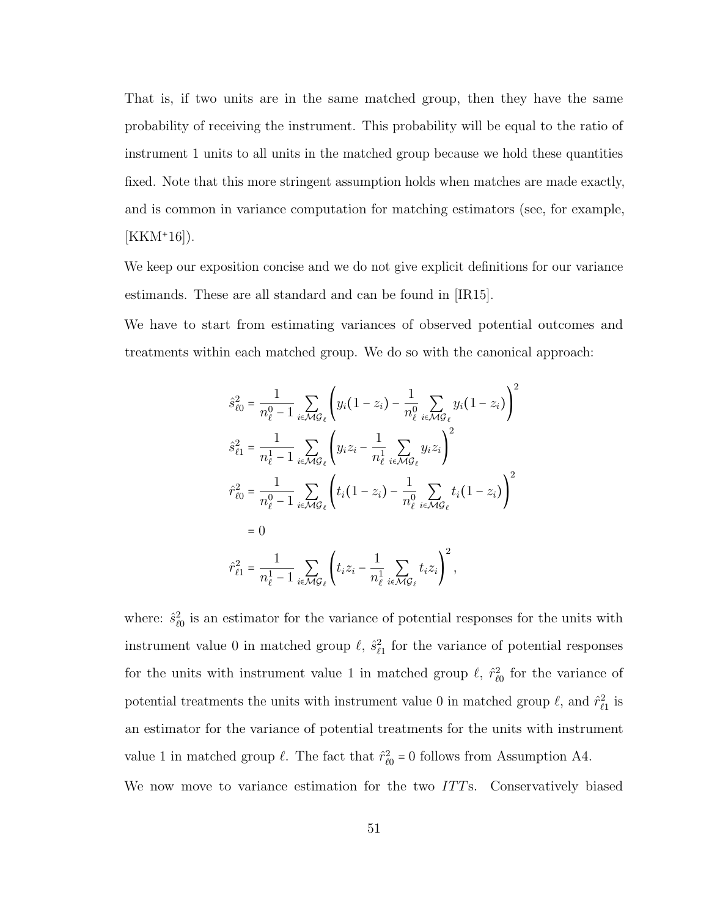That is, if two units are in the same matched group, then they have the same probability of receiving the instrument. This probability will be equal to the ratio of instrument 1 units to all units in the matched group because we hold these quantities fixed. Note that this more stringent assumption holds when matches are made exactly, and is common in variance computation for matching estimators (see, for example, [KKM+16]).

We keep our exposition concise and we do not give explicit definitions for our variance estimands. These are all standard and can be found in [IR15].

We have to start from estimating variances of observed potential outcomes and treatments within each matched group. We do so with the canonical approach:

$$
\begin{aligned}
\hat{s}^2_{\ell 0} &= \frac{1}{n^0_\ell - 1} \sum_{i \in \mathcal{MG}_\ell} \left( y_i(1 - z_i) - \frac{1}{n^0_\ell} \sum_{i \in \mathcal{MG}_\ell} y_i(1 - z_i) \right)^2 \\
\hat{s}^2_{\ell 1} &= \frac{1}{n^1_\ell - 1} \sum_{i \in \mathcal{MG}_\ell} \left( y_i z_i - \frac{1}{n^1_\ell} \sum_{i \in \mathcal{MG}_\ell} y_i z_i \right)^2 \\
\hat{r}^2_{\ell 0} &= \frac{1}{n^0_\ell - 1} \sum_{i \in \mathcal{MG}_\ell} \left( t_i(1 - z_i) - \frac{1}{n^0_\ell} \sum_{i \in \mathcal{MG}_\ell} t_i(1 - z_i) \right)^2 \\
&= 0 \\
\hat{r}^2_{\ell 1} &= \frac{1}{n^1_\ell - 1} \sum_{i \in \mathcal{MG}_\ell} \left( t_i z_i - \frac{1}{n^1_\ell} \sum_{i \in \mathcal{MG}_\ell} t_i z_i \right)^2,
\end{aligned}
$$

where: $\hat{s}^2_{\ell 0}$ is an estimator for the variance of potential responses for the units with instrument value 0 in matched group $\ell$, $\hat{s}^2_{\ell 1}$ for the variance of potential responses for the units with instrument value 1 in matched group $\ell$, $\hat{r}^2_{\ell 0}$ for the variance of potential treatments the units with instrument value 0 in matched group $\ell$, and $\hat{r}^2_{\ell 1}$ is an estimator for the variance of potential treatments for the units with instrument value 1 in matched group $\ell$. The fact that $\hat{r}^2_{\ell 0} = 0$ follows from Assumption A4.

We now move to variance estimation for the two *ITT*s. Conservatively biased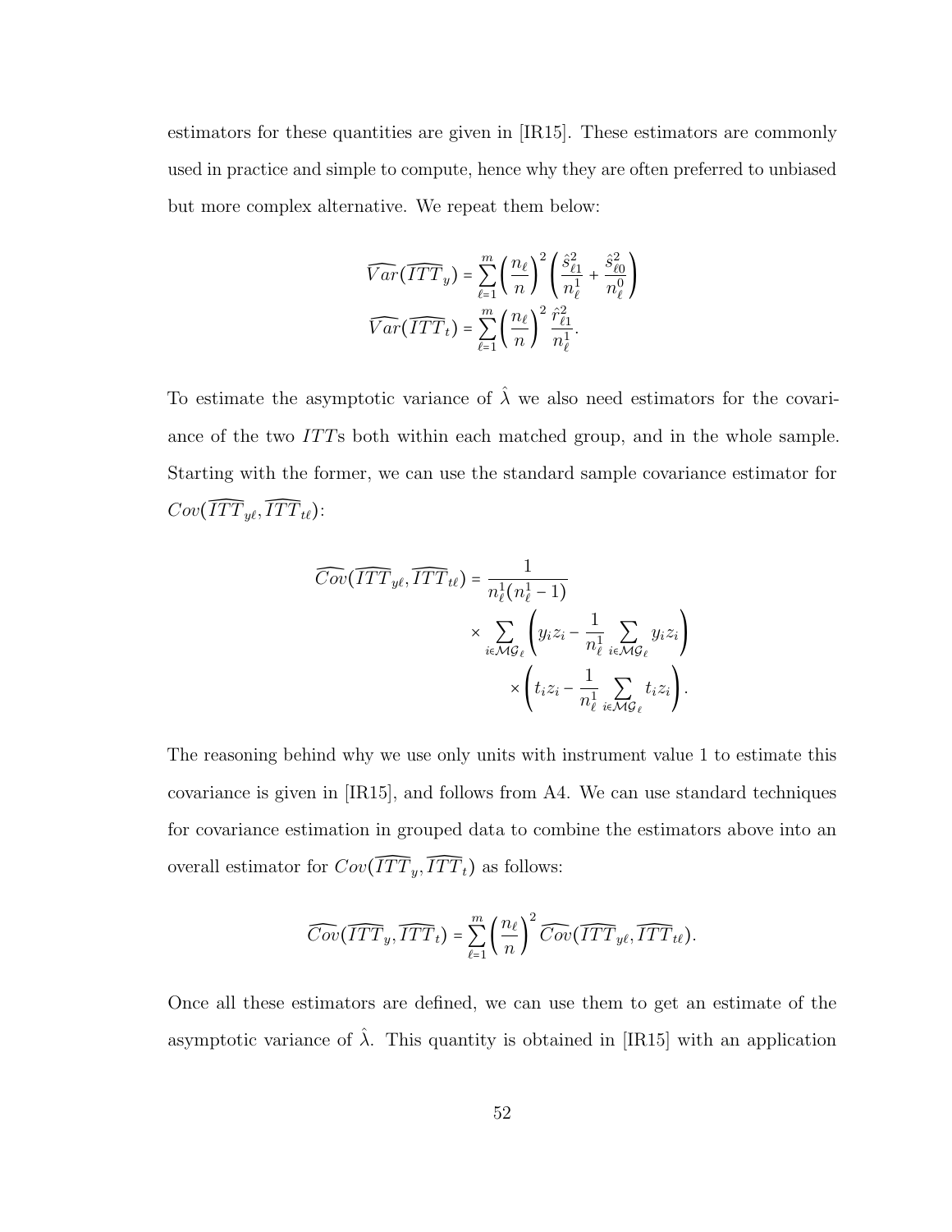estimators for these quantities are given in [IR15]. These estimators are commonly used in practice and simple to compute, hence why they are often preferred to unbiased but more complex alternative. We repeat them below:

$$\widehat{Var}(\widehat{ITT}_y) = \sum_{\ell=1}^{m} \left(\frac{n_\ell}{n}\right)^2 \left(\frac{\hat{s}^2_{\ell 1}}{n^1_\ell} + \frac{\hat{s}^2_{\ell 0}}{n^0_\ell}\right)$$

$$\widehat{Var}(\widehat{ITT}_t) = \sum_{\ell=1}^{m} \left(\frac{n_\ell}{n}\right)^2 \frac{\hat{r}^2_{\ell 1}}{n^1_\ell}.$$

To estimate the asymptotic variance of $\hat{\lambda}$ we also need estimators for the covariance of the two $ITT$s both within each matched group, and in the whole sample. Starting with the former, we can use the standard sample covariance estimator for $Cov(\widehat{ITT}_{y\ell}, \widehat{ITT}_{t\ell})$:

$$\widehat{Cov}(\widehat{ITT}_{y\ell}, \widehat{ITT}_{t\ell}) = \frac{1}{n^1_\ell(n^1_\ell - 1)} \times \sum_{i \in \mathcal{MG}_\ell} \left(y_i z_i - \frac{1}{n^1_\ell} \sum_{i \in \mathcal{MG}_\ell} y_i z_i\right) \times \left(t_i z_i - \frac{1}{n^1_\ell} \sum_{i \in \mathcal{MG}_\ell} t_i z_i\right).$$

The reasoning behind why we use only units with instrument value 1 to estimate this covariance is given in [IR15], and follows from A4. We can use standard techniques for covariance estimation in grouped data to combine the estimators above into an overall estimator for $Cov(\widehat{ITT}_y, \widehat{ITT}_t)$ as follows:

$$\widehat{Cov}(\widehat{ITT}_y, \widehat{ITT}_t) = \sum_{\ell=1}^{m} \left(\frac{n_\ell}{n}\right)^2 \widehat{Cov}(\widehat{ITT}_{y\ell}, \widehat{ITT}_{t\ell}).$$

Once all these estimators are defined, we can use them to get an estimate of the asymptotic variance of $\hat{\lambda}$. This quantity is obtained in [IR15] with an application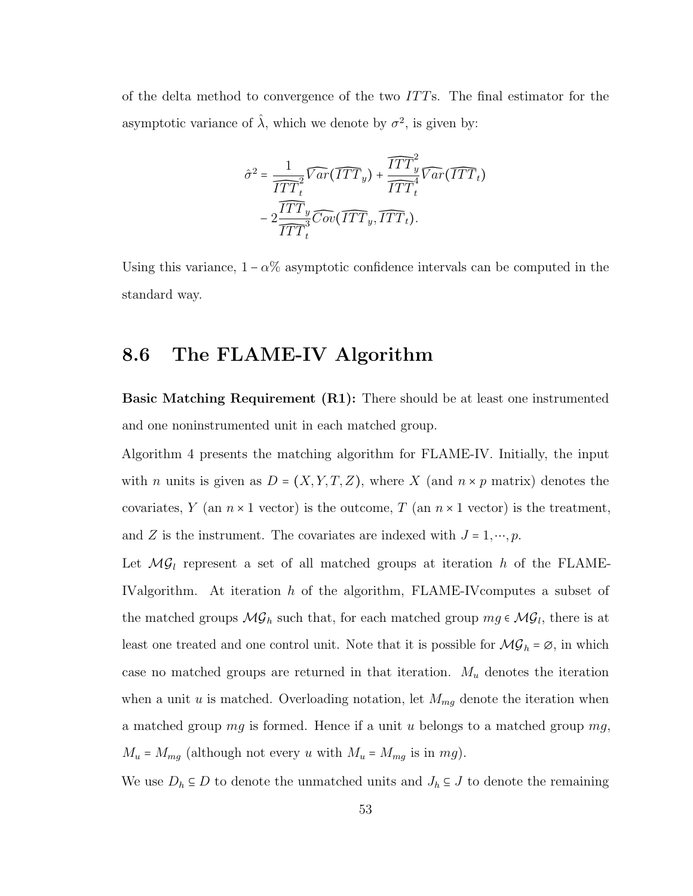of the delta method to convergence of the two $ITT$s. The final estimator for the asymptotic variance of $\hat{\lambda}$, which we denote by $\sigma^2$, is given by:

$$
\begin{aligned}
\hat{\sigma}^2 = & \frac{1}{\widehat{ITT}_t^2} \widehat{Var}(\widehat{ITT}_y) + \frac{\widehat{ITT}_y^2}{\widehat{ITT}_t^4} \widehat{Var}(\widehat{ITT}_t) \\
& - 2 \frac{\widehat{ITT}_y}{\widehat{ITT}_t^3} \widehat{Cov}(\widehat{ITT}_y, \widehat{ITT}_t).
\end{aligned}
$$

Using this variance, $1 - \alpha\%$ asymptotic confidence intervals can be computed in the standard way.

## 8.6 The FLAME-IV Algorithm

**Basic Matching Requirement (R1):** There should be at least one instrumented and one noninstrumented unit in each matched group.

Algorithm 4 presents the matching algorithm for FLAME-IV. Initially, the input with $n$ units is given as $D = (X, Y, T, Z)$, where $X$ (and $n \times p$ matrix) denotes the covariates, $Y$ (an $n \times 1$ vector) is the outcome, $T$ (an $n \times 1$ vector) is the treatment, and $Z$ is the instrument. The covariates are indexed with $J = 1, \cdots, p$.

Let $\mathcal{MG}_l$ represent a set of all matched groups at iteration $h$ of the FLAME-IValgorithm. At iteration $h$ of the algorithm, FLAME-IVcomputes a subset of the matched groups $\mathcal{MG}_h$ such that, for each matched group $mg \in \mathcal{MG}_l$, there is at least one treated and one control unit. Note that it is possible for $\mathcal{MG}_h = \varnothing$, in which case no matched groups are returned in that iteration. $M_u$ denotes the iteration when a unit $u$ is matched. Overloading notation, let $M_{mg}$ denote the iteration when a matched group $mg$ is formed. Hence if a unit $u$ belongs to a matched group $mg$, $M_u = M_{mg}$ (although not every $u$ with $M_u = M_{mg}$ is in $mg$).

We use $D_h \subseteq D$ to denote the unmatched units and $J_h \subseteq J$ to denote the remaining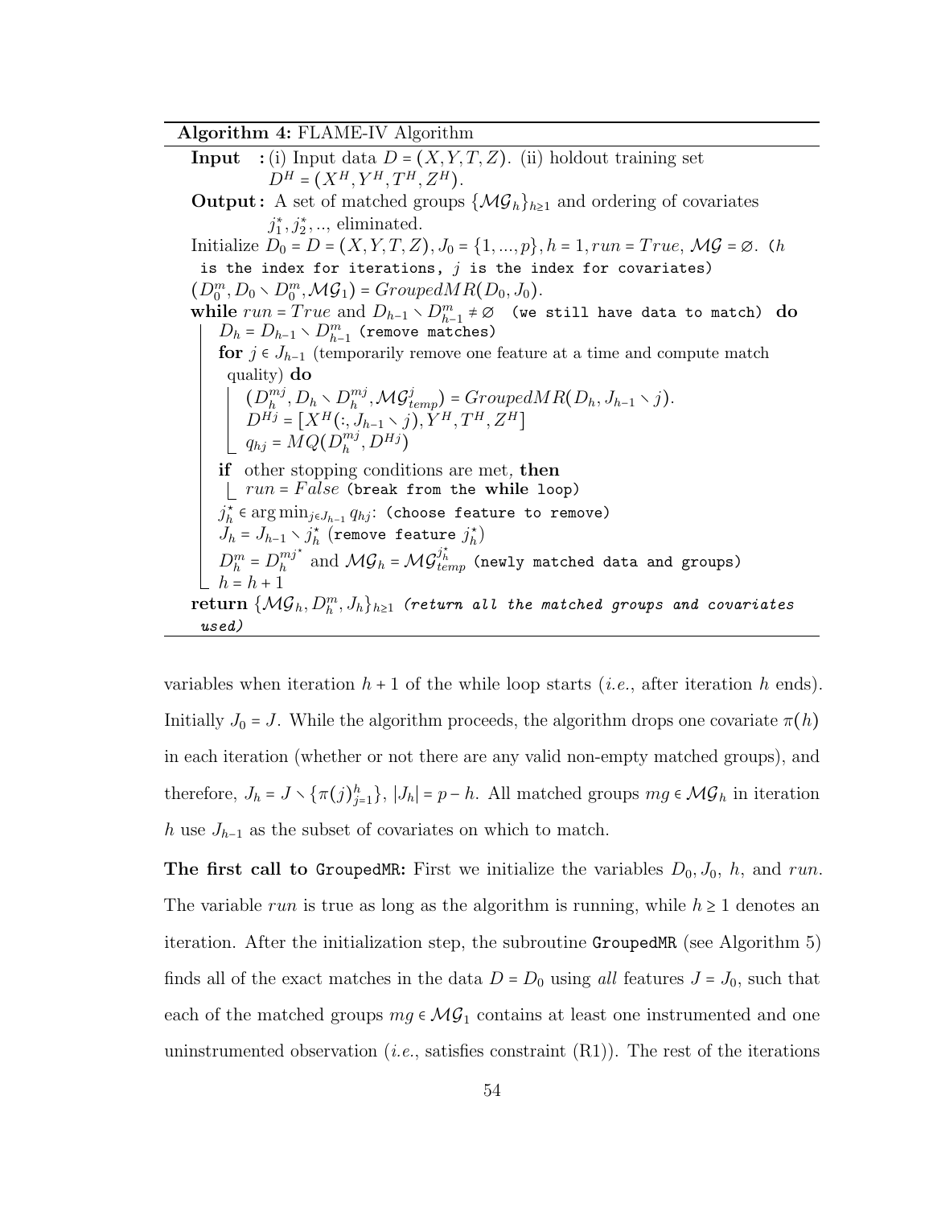**Algorithm 4:** FLAME-IV Algorithm

```
Input   : (i) Input data D = (X, Y, T, Z). (ii) holdout training set
          D^H = (X^H, Y^H, T^H, Z^H).
Output : A set of matched groups {MG_h}_{h≥1} and ordering of covariates
          j*_1, j*_2, .., eliminated.
Initialize D_0 = D = (X, Y, T, Z), J_0 = {1, ..., p}, h = 1, run = True, MG = ∅. (h
  is the index for iterations, j is the index for covariates)
(D^m_0, D_0 ∖ D^m_0, MG_1) = GroupedMR(D_0, J_0).
while run = True and D_{h-1} ∖ D^m_{h-1} ≠ ∅  (we still have data to match) do
    D_h = D_{h-1} ∖ D^m_{h-1} (remove matches)
    for j ∈ J_{h-1} (temporarily remove one feature at a time and compute match
      quality) do
        (D^{mj}_h, D_h ∖ D^{mj}_h, MG^j_temp) = GroupedMR(D_h, J_{h-1} ∖ j).
        D^{Hj} = [X^H(:, J_{h-1} ∖ j), Y^H, T^H, Z^H]
        q_{hj} = MQ(D^{mj}_h, D^{Hj})
    if other stopping conditions are met, then
        run = False (break from the while loop)
    j*_h ∈ argmin_{j∈J_{h-1}} q_{hj}: (choose feature to remove)
    J_h = J_{h-1} ∖ j*_h (remove feature j*_h)
    D^m_h = D^{mj*}_h and MG_h = MG^{j*_h}_temp (newly matched data and groups)
    h = h + 1
return {MG_h, D^m_h, J_h}_{h≥1} (return all the matched groups and covariates
  used)
```

variables when iteration $h+1$ of the while loop starts (*i.e.*, after iteration $h$ ends). Initially $J_0 = J$. While the algorithm proceeds, the algorithm drops one covariate $\pi(h)$ in each iteration (whether or not there are any valid non-empty matched groups), and therefore, $J_h = J \setminus \{\pi(j)_{j=1}^{h}\}$, $|J_h| = p - h$. All matched groups $mg \in \mathcal{MG}_h$ in iteration $h$ use $J_{h-1}$ as the subset of covariates on which to match.

**The first call to GroupedMR:** First we initialize the variables $D_0, J_0$, $h$, and $run$. The variable $run$ is true as long as the algorithm is running, while $h \geq 1$ denotes an iteration. After the initialization step, the subroutine GroupedMR (see Algorithm 5) finds all of the exact matches in the data $D = D_0$ using *all* features $J = J_0$, such that each of the matched groups $mg \in \mathcal{MG}_1$ contains at least one instrumented and one uninstrumented observation (*i.e.*, satisfies constraint (R1)). The rest of the iterations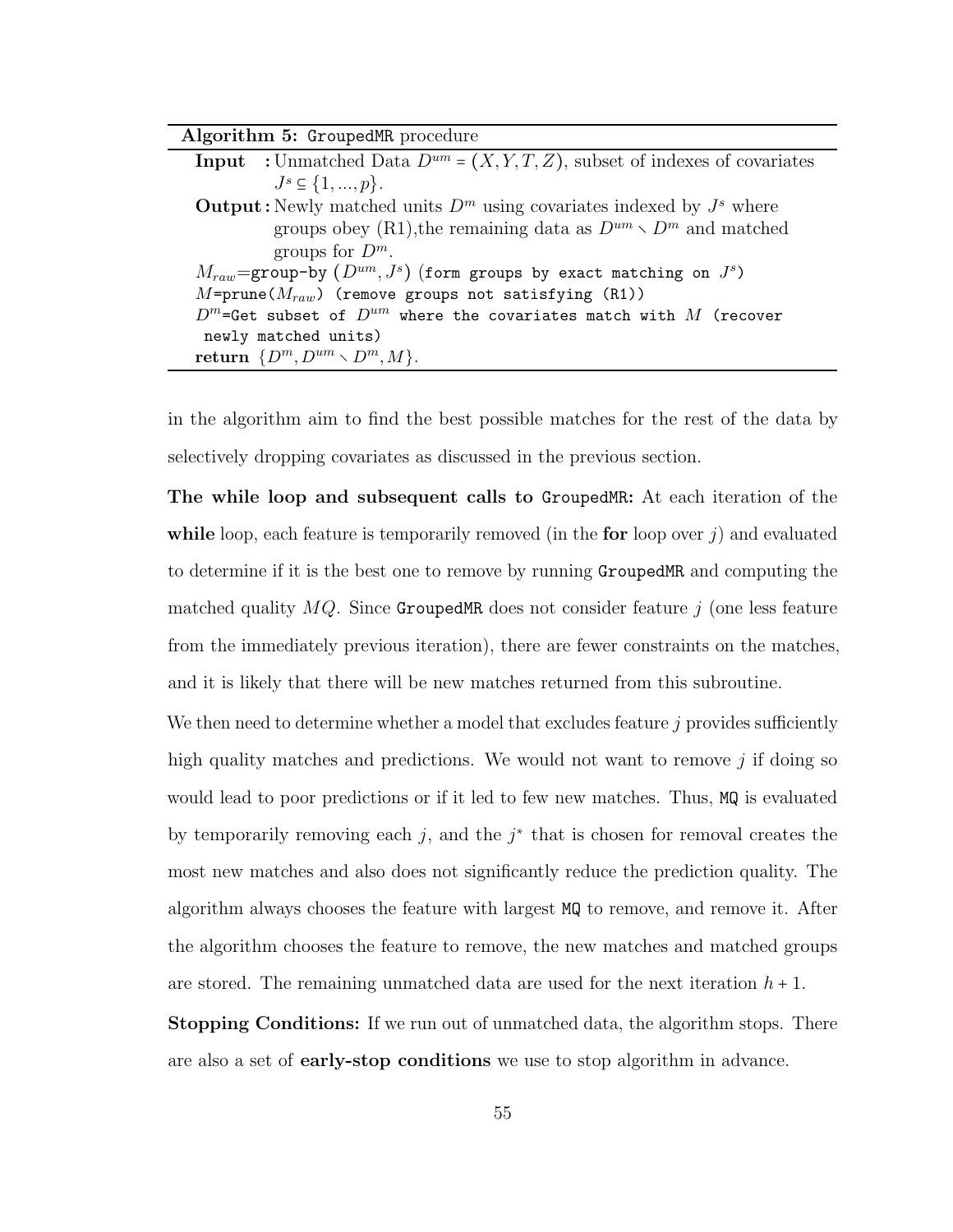**Algorithm 5:** `GroupedMR` procedure

**Input** : Unmatched Data $D^{um} = (X, Y, T, Z)$, subset of indexes of covariates $J^s \subseteq \{1, ..., p\}$.

**Output** : Newly matched units $D^m$ using covariates indexed by $J^s$ where groups obey (R1),the remaining data as $D^{um} \setminus D^m$ and matched groups for $D^m$.

$M_{raw}$=`group-by` $(D^{um}, J^s)$ `(form groups by exact matching on` $J^s$`)`

$M$=`prune(`$M_{raw}$`) (remove groups not satisfying (R1))`

$D^m$=`Get subset of` $D^{um}$ `where the covariates match with` $M$ `(recover newly matched units)`

**return** $\{D^m, D^{um} \setminus D^m, M\}$.

in the algorithm aim to find the best possible matches for the rest of the data by selectively dropping covariates as discussed in the previous section.

**The while loop and subsequent calls to `GroupedMR`:** At each iteration of the **while** loop, each feature is temporarily removed (in the **for** loop over $j$) and evaluated to determine if it is the best one to remove by running `GroupedMR` and computing the matched quality $MQ$. Since `GroupedMR` does not consider feature $j$ (one less feature from the immediately previous iteration), there are fewer constraints on the matches, and it is likely that there will be new matches returned from this subroutine.

We then need to determine whether a model that excludes feature $j$ provides sufficiently high quality matches and predictions. We would not want to remove $j$ if doing so would lead to poor predictions or if it led to few new matches. Thus, `MQ` is evaluated by temporarily removing each $j$, and the $j^*$ that is chosen for removal creates the most new matches and also does not significantly reduce the prediction quality. The algorithm always chooses the feature with largest `MQ` to remove, and remove it. After the algorithm chooses the feature to remove, the new matches and matched groups are stored. The remaining unmatched data are used for the next iteration $h + 1$.

**Stopping Conditions:** If we run out of unmatched data, the algorithm stops. There are also a set of **early-stop conditions** we use to stop algorithm in advance.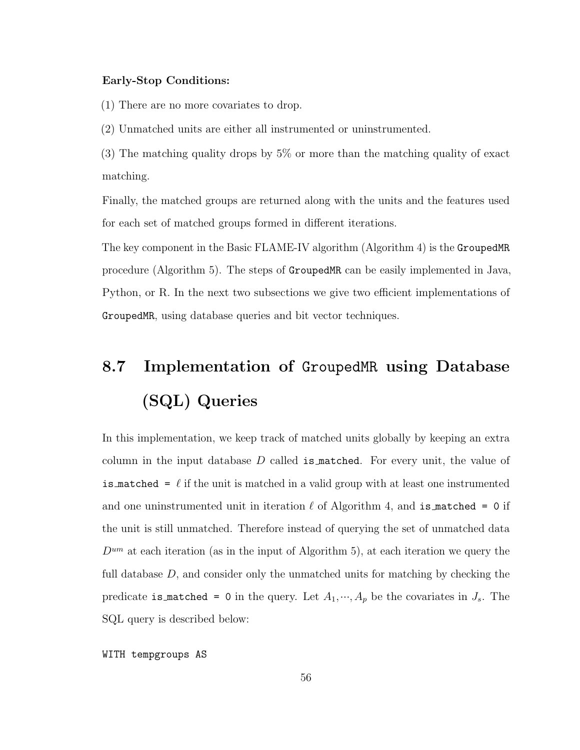**Early-Stop Conditions:**

(1) There are no more covariates to drop.

(2) Unmatched units are either all instrumented or uninstrumented.

(3) The matching quality drops by 5% or more than the matching quality of exact matching.

Finally, the matched groups are returned along with the units and the features used for each set of matched groups formed in different iterations.

The key component in the Basic FLAME-IV algorithm (Algorithm 4) is the `GroupedMR` procedure (Algorithm 5). The steps of `GroupedMR` can be easily implemented in Java, Python, or R. In the next two subsections we give two efficient implementations of `GroupedMR`, using database queries and bit vector techniques.

## 8.7 Implementation of `GroupedMR` using Database (SQL) Queries

In this implementation, we keep track of matched units globally by keeping an extra column in the input database $D$ called `is_matched`. For every unit, the value of `is_matched =` $\ell$ if the unit is matched in a valid group with at least one instrumented and one uninstrumented unit in iteration $\ell$ of Algorithm 4, and `is_matched = 0` if the unit is still unmatched. Therefore instead of querying the set of unmatched data $D^{um}$ at each iteration (as in the input of Algorithm 5), at each iteration we query the full database $D$, and consider only the unmatched units for matching by checking the predicate `is_matched = 0` in the query. Let $A_1, \cdots, A_p$ be the covariates in $J_s$. The SQL query is described below:

```
WITH tempgroups AS
```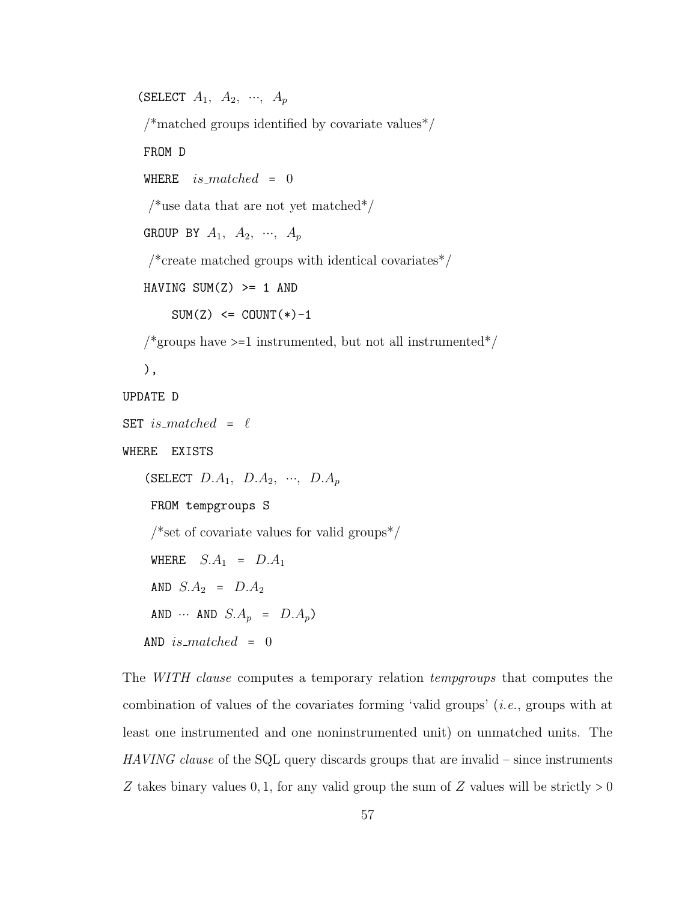```
  (SELECT A_1, A_2, ···, A_p
   /*matched groups identified by covariate values*/
   FROM D
   WHERE  is_matched = 0
    /*use data that are not yet matched*/
   GROUP BY A_1, A_2, ···, A_p
    /*create matched groups with identical covariates*/
   HAVING SUM(Z) >= 1 AND
       SUM(Z) <= COUNT(*)-1
   /*groups have >=1 instrumented, but not all instrumented*/
   ),
UPDATE D
SET is_matched = ℓ
WHERE  EXISTS
   (SELECT D.A_1, D.A_2, ···, D.A_p
    FROM tempgroups S
    /*set of covariate values for valid groups*/
    WHERE  S.A_1 = D.A_1
    AND S.A_2 = D.A_2
    AND ··· AND S.A_p = D.A_p)
   AND is_matched = 0
```

The *WITH clause* computes a temporary relation *tempgroups* that computes the combination of values of the covariates forming 'valid groups' (*i.e.*, groups with at least one instrumented and one noninstrumented unit) on unmatched units. The *HAVING clause* of the SQL query discards groups that are invalid – since instruments $Z$ takes binary values $0, 1$, for any valid group the sum of $Z$ values will be strictly $> 0$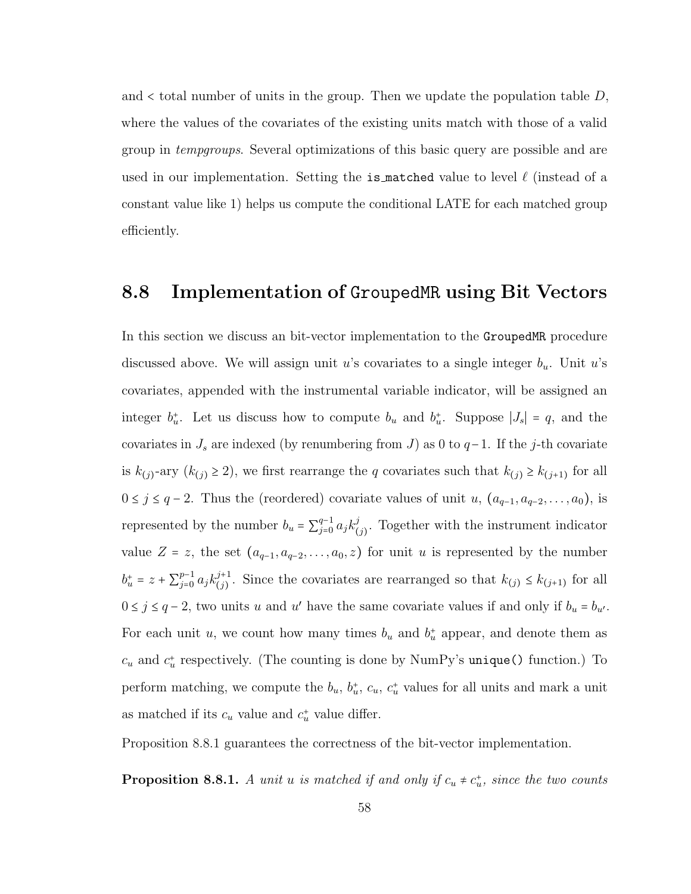and < total number of units in the group. Then we update the population table $D$, where the values of the covariates of the existing units match with those of a valid group in *tempgroups*. Several optimizations of this basic query are possible and are used in our implementation. Setting the `is_matched` value to level $\ell$ (instead of a constant value like 1) helps us compute the conditional LATE for each matched group efficiently.

## 8.8 Implementation of `GroupedMR` using Bit Vectors

In this section we discuss an bit-vector implementation to the `GroupedMR` procedure discussed above. We will assign unit $u$'s covariates to a single integer $b_u$. Unit $u$'s covariates, appended with the instrumental variable indicator, will be assigned an integer $b_u^+$. Let us discuss how to compute $b_u$ and $b_u^+$. Suppose $|J_s| = q$, and the covariates in $J_s$ are indexed (by renumbering from $J$) as 0 to $q-1$. If the $j$-th covariate is $k_{(j)}$-ary ($k_{(j)} \geq 2$), we first rearrange the $q$ covariates such that $k_{(j)} \geq k_{(j+1)}$ for all $0 \leq j \leq q-2$. Thus the (reordered) covariate values of unit $u$, $(a_{q-1}, a_{q-2}, \ldots, a_0)$, is represented by the number $b_u = \sum_{j=0}^{q-1} a_j k_{(j)}^j$. Together with the instrument indicator value $Z = z$, the set $(a_{q-1}, a_{q-2}, \ldots, a_0, z)$ for unit $u$ is represented by the number $b_u^+ = z + \sum_{j=0}^{p-1} a_j k_{(j)}^{j+1}$. Since the covariates are rearranged so that $k_{(j)} \leq k_{(j+1)}$ for all $0 \leq j \leq q-2$, two units $u$ and $u'$ have the same covariate values if and only if $b_u = b_{u'}$. For each unit $u$, we count how many times $b_u$ and $b_u^+$ appear, and denote them as $c_u$ and $c_u^+$ respectively. (The counting is done by NumPy's `unique()` function.) To perform matching, we compute the $b_u$, $b_u^+$, $c_u$, $c_u^+$ values for all units and mark a unit as matched if its $c_u$ value and $c_u^+$ value differ.

Proposition 8.8.1 guarantees the correctness of the bit-vector implementation.

**Proposition 8.8.1.** *A unit $u$ is matched if and only if $c_u \neq c_u^+$, since the two counts*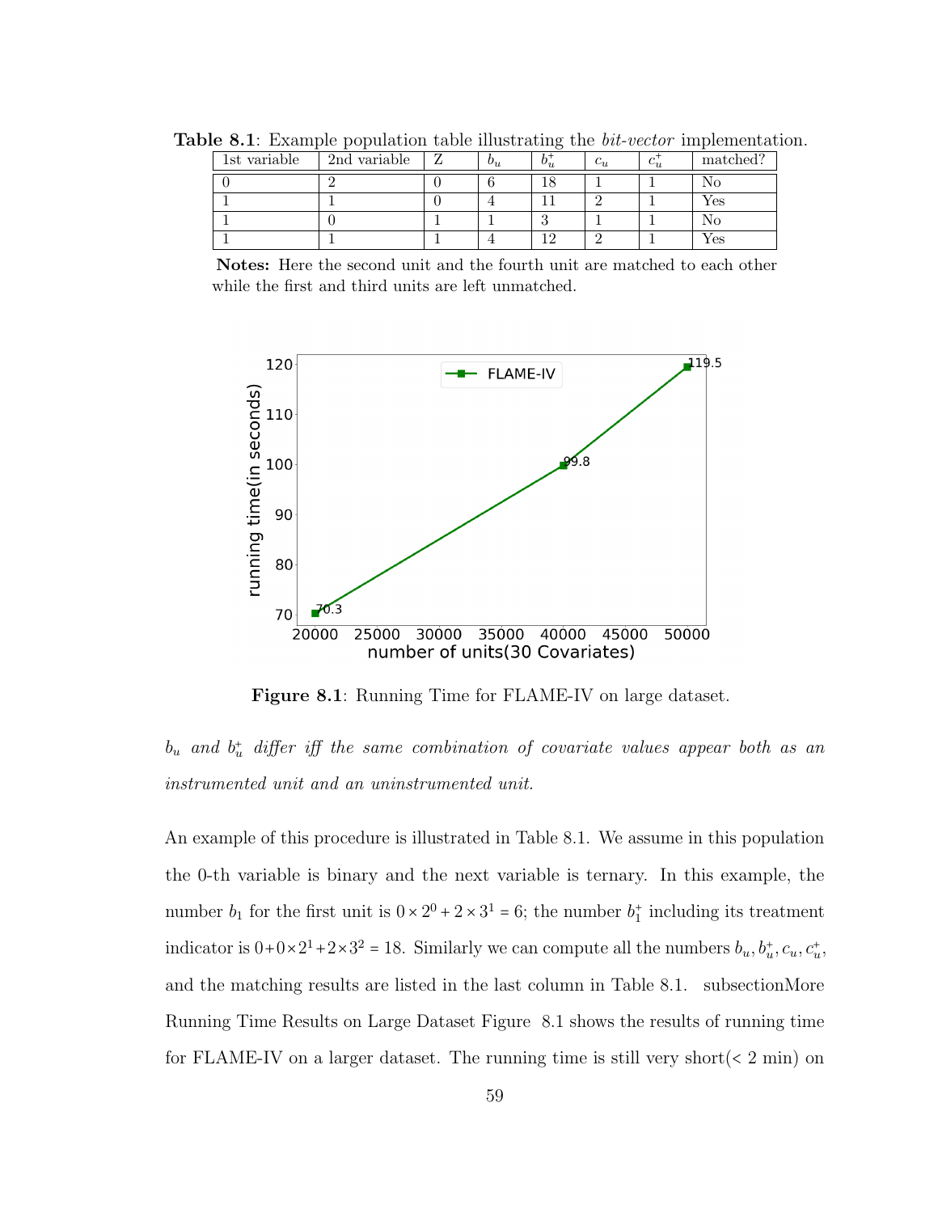**Table 8.1**: Example population table illustrating the *bit-vector* implementation.

| 1st variable | 2nd variable | Z | $b_u$ | $b_u^+$ | $c_u$ | $c_u^+$ | matched? |
|---|---|---|---|---|---|---|---|
| 0 | 2 | 0 | 6 | 18 | 1 | 1 | No |
| 1 | 1 | 0 | 4 | 11 | 2 | 1 | Yes |
| 1 | 0 | 1 | 1 | 3 | 1 | 1 | No |
| 1 | 1 | 1 | 4 | 12 | 2 | 1 | Yes |

**Notes:** Here the second unit and the fourth unit are matched to each other while the first and third units are left unmatched.

**Figure 8.1**: Running Time for FLAME-IV on large dataset.

*$b_u$ and $b_u^+$ differ iff the same combination of covariate values appear both as an instrumented unit and an uninstrumented unit.*

An example of this procedure is illustrated in Table 8.1. We assume in this population the 0-th variable is binary and the next variable is ternary. In this example, the number $b_1$ for the first unit is $0 \times 2^0 + 2 \times 3^1 = 6$; the number $b_1^+$ including its treatment indicator is $0 + 0 \times 2^1 + 2 \times 3^2 = 18$. Similarly we can compute all the numbers $b_u, b_u^+, c_u, c_u^+$, and the matching results are listed in the last column in Table 8.1. subsectionMore Running Time Results on Large Dataset Figure 8.1 shows the results of running time for FLAME-IV on a larger dataset. The running time is still very short(< 2 min) on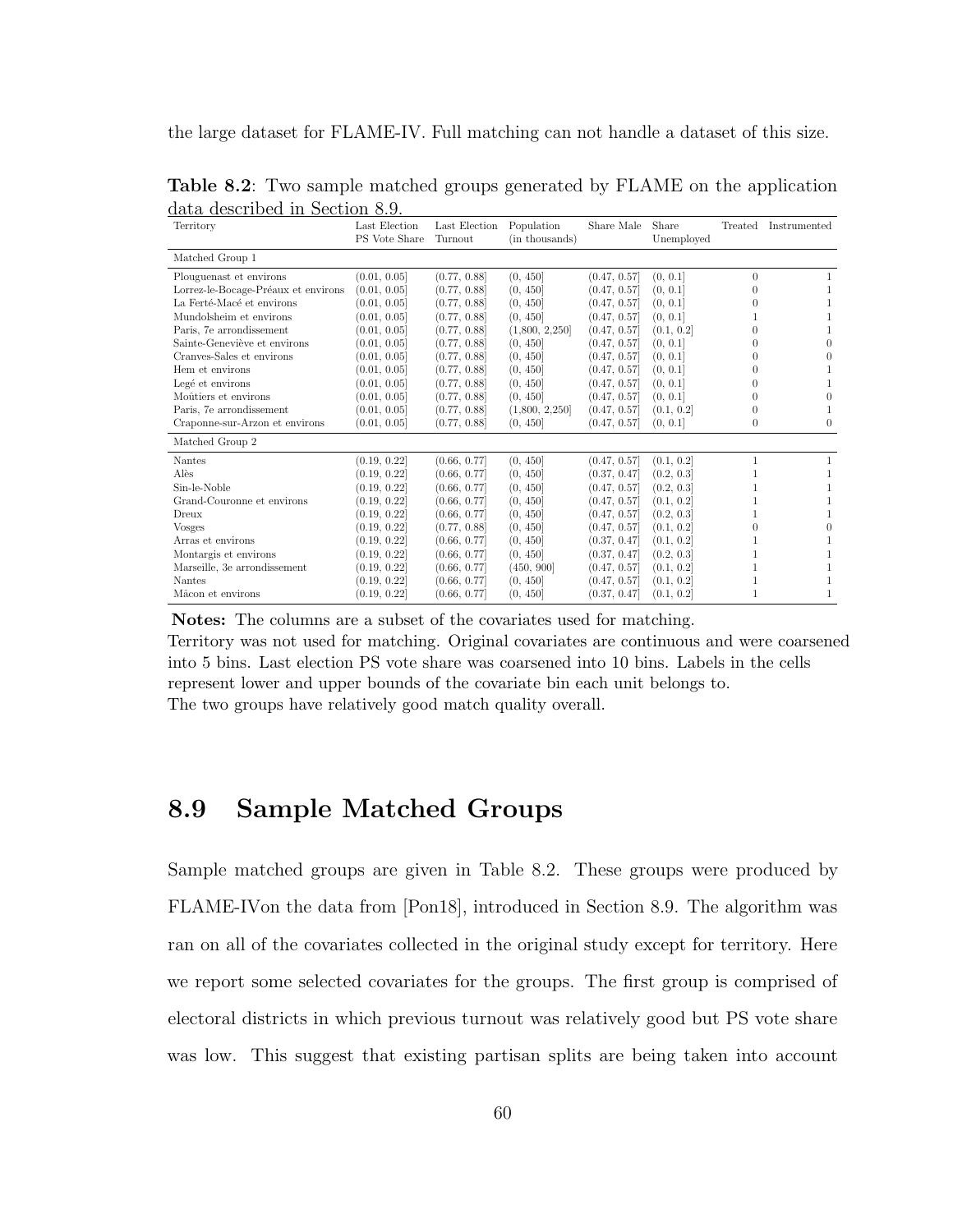the large dataset for FLAME-IV. Full matching can not handle a dataset of this size.

**Table 8.2**: Two sample matched groups generated by FLAME on the application data described in Section 8.9.

| Territory | Last Election PS Vote Share | Last Election Turnout | Population (in thousands) | Share Male | Share Unemployed | Treated | Instrumented |
|---|---|---|---|---|---|---|---|
| Matched Group 1 | | | | | | | |
| Plouguenast et environs | (0.01, 0.05] | (0.77, 0.88] | (0, 450] | (0.47, 0.57] | (0, 0.1] | 0 | 1 |
| Lorrez-le-Bocage-Préaux et environs | (0.01, 0.05] | (0.77, 0.88] | (0, 450] | (0.47, 0.57] | (0, 0.1] | 0 | 1 |
| La Ferté-Macé et environs | (0.01, 0.05] | (0.77, 0.88] | (0, 450] | (0.47, 0.57] | (0, 0.1] | 0 | 1 |
| Mundolsheim et environs | (0.01, 0.05] | (0.77, 0.88] | (0, 450] | (0.47, 0.57] | (0, 0.1] | 1 | 1 |
| Paris, 7e arrondissement | (0.01, 0.05] | (0.77, 0.88] | (1,800, 2,250] | (0.47, 0.57] | (0.1, 0.2] | 0 | 1 |
| Sainte-Geneviève et environs | (0.01, 0.05] | (0.77, 0.88] | (0, 450] | (0.47, 0.57] | (0, 0.1] | 0 | 0 |
| Cranves-Sales et environs | (0.01, 0.05] | (0.77, 0.88] | (0, 450] | (0.47, 0.57] | (0, 0.1] | 0 | 0 |
| Hem et environs | (0.01, 0.05] | (0.77, 0.88] | (0, 450] | (0.47, 0.57] | (0, 0.1] | 0 | 1 |
| Legé et environs | (0.01, 0.05] | (0.77, 0.88] | (0, 450] | (0.47, 0.57] | (0, 0.1] | 0 | 1 |
| Moûtiers et environs | (0.01, 0.05] | (0.77, 0.88] | (0, 450] | (0.47, 0.57] | (0, 0.1] | 0 | 0 |
| Paris, 7e arrondissement | (0.01, 0.05] | (0.77, 0.88] | (1,800, 2,250] | (0.47, 0.57] | (0.1, 0.2] | 0 | 1 |
| Craponne-sur-Arzon et environs | (0.01, 0.05] | (0.77, 0.88] | (0, 450] | (0.47, 0.57] | (0, 0.1] | 0 | 0 |
| Matched Group 2 | | | | | | | |
| Nantes | (0.19, 0.22] | (0.66, 0.77] | (0, 450] | (0.47, 0.57] | (0.1, 0.2] | 1 | 1 |
| Alès | (0.19, 0.22] | (0.66, 0.77] | (0, 450] | (0.37, 0.47] | (0.2, 0.3] | 1 | 1 |
| Sin-le-Noble | (0.19, 0.22] | (0.66, 0.77] | (0, 450] | (0.47, 0.57] | (0.2, 0.3] | 1 | 1 |
| Grand-Couronne et environs | (0.19, 0.22] | (0.66, 0.77] | (0, 450] | (0.47, 0.57] | (0.1, 0.2] | 1 | 1 |
| Dreux | (0.19, 0.22] | (0.66, 0.77] | (0, 450] | (0.47, 0.57] | (0.2, 0.3] | 1 | 1 |
| Vosges | (0.19, 0.22] | (0.77, 0.88] | (0, 450] | (0.47, 0.57] | (0.1, 0.2] | 0 | 0 |
| Arras et environs | (0.19, 0.22] | (0.66, 0.77] | (0, 450] | (0.37, 0.47] | (0.1, 0.2] | 1 | 1 |
| Montargis et environs | (0.19, 0.22] | (0.66, 0.77] | (0, 450] | (0.37, 0.47] | (0.2, 0.3] | 1 | 1 |
| Marseille, 3e arrondissement | (0.19, 0.22] | (0.66, 0.77] | (450, 900] | (0.47, 0.57] | (0.1, 0.2] | 1 | 1 |
| Nantes | (0.19, 0.22] | (0.66, 0.77] | (0, 450] | (0.47, 0.57] | (0.1, 0.2] | 1 | 1 |
| Mâcon et environs | (0.19, 0.22] | (0.66, 0.77] | (0, 450] | (0.37, 0.47] | (0.1, 0.2] | 1 | 1 |

**Notes:** The columns are a subset of the covariates used for matching.
Territory was not used for matching. Original covariates are continuous and were coarsened into 5 bins. Last election PS vote share was coarsened into 10 bins. Labels in the cells represent lower and upper bounds of the covariate bin each unit belongs to.
The two groups have relatively good match quality overall.

## 8.9 Sample Matched Groups

Sample matched groups are given in Table 8.2. These groups were produced by FLAME-IVon the data from [Pon18], introduced in Section 8.9. The algorithm was ran on all of the covariates collected in the original study except for territory. Here we report some selected covariates for the groups. The first group is comprised of electoral districts in which previous turnout was relatively good but PS vote share was low. This suggest that existing partisan splits are being taken into account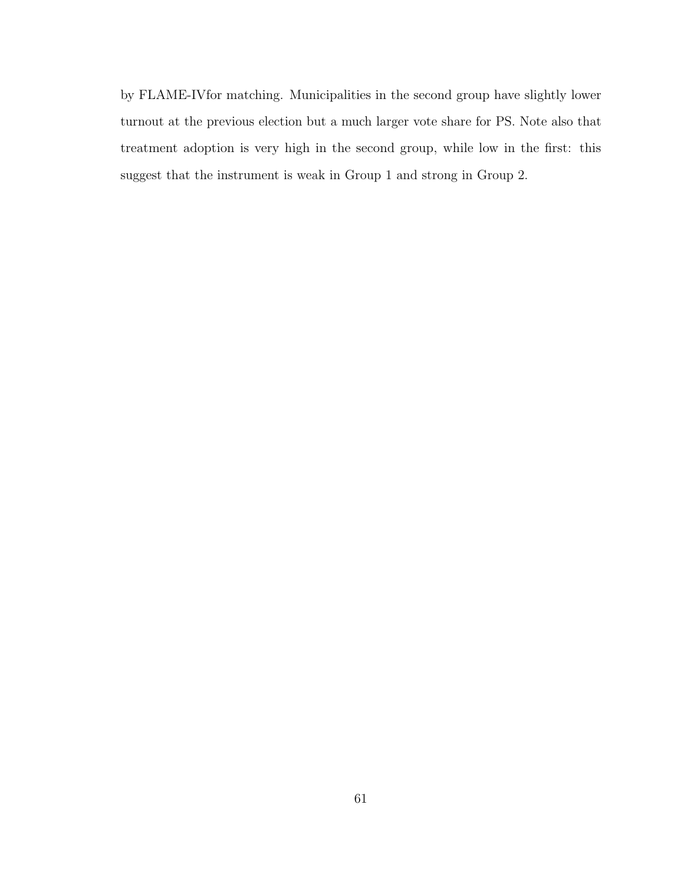by FLAME-IVfor matching. Municipalities in the second group have slightly lower turnout at the previous election but a much larger vote share for PS. Note also that treatment adoption is very high in the second group, while low in the first: this suggest that the instrument is weak in Group 1 and strong in Group 2.